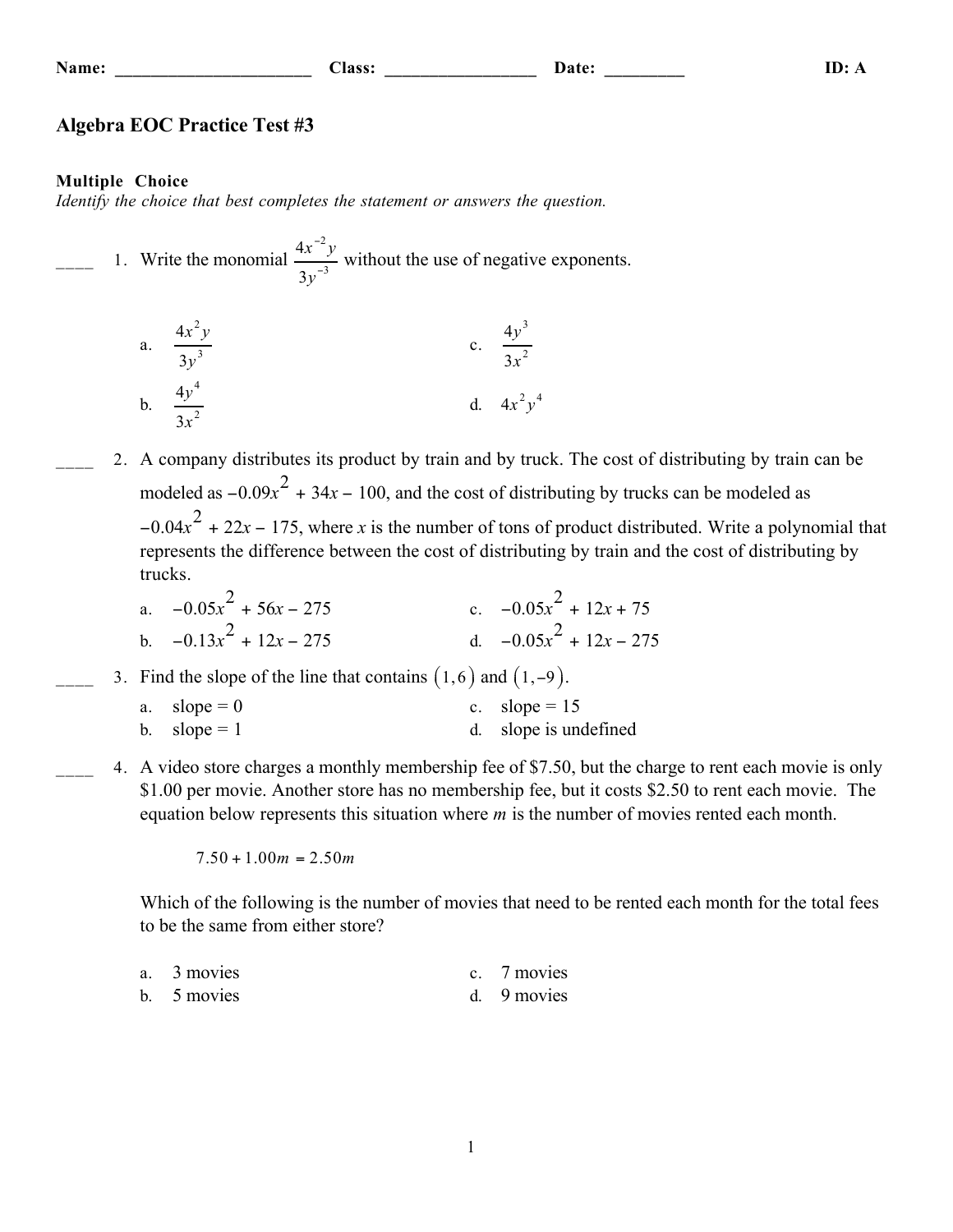Name: ______________________ Class: _________________ Date: _________ ID: A

# Algebra EOC Practice Test #3

**Multiple Choice**

*Identify the choice that best completes the statement or answers the question.*

____ 1. Write the monomial $\dfrac{4x^{-2}y}{3y^{-3}}$ without the use of negative exponents.

a. $\dfrac{4x^2y}{3y^3}$

b. $\dfrac{4y^4}{3x^2}$

c. $\dfrac{4y^3}{3x^2}$

d. $4x^2y^4$

____ 2. A company distributes its product by train and by truck. The cost of distributing by train can be modeled as $-0.09x^2 + 34x - 100$, and the cost of distributing by trucks can be modeled as $-0.04x^2 + 22x - 175$, where $x$ is the number of tons of product distributed. Write a polynomial that represents the difference between the cost of distributing by train and the cost of distributing by trucks.

a. $-0.05x^2 + 56x - 275$

b. $-0.13x^2 + 12x - 275$

c. $-0.05x^2 + 12x + 75$

d. $-0.05x^2 + 12x - 275$

____ 3. Find the slope of the line that contains $(1, 6)$ and $(1, -9)$.

a. slope = 0

b. slope = 1

c. slope = 15

d. slope is undefined

____ 4. A video store charges a monthly membership fee of $7.50, but the charge to rent each movie is only $1.00 per movie. Another store has no membership fee, but it costs $2.50 to rent each movie. The equation below represents this situation where $m$ is the number of movies rented each month.

$$7.50 + 1.00m = 2.50m$$

Which of the following is the number of movies that need to be rented each month for the total fees to be the same from either store?

a. 3 movies

b. 5 movies

c. 7 movies

d. 9 movies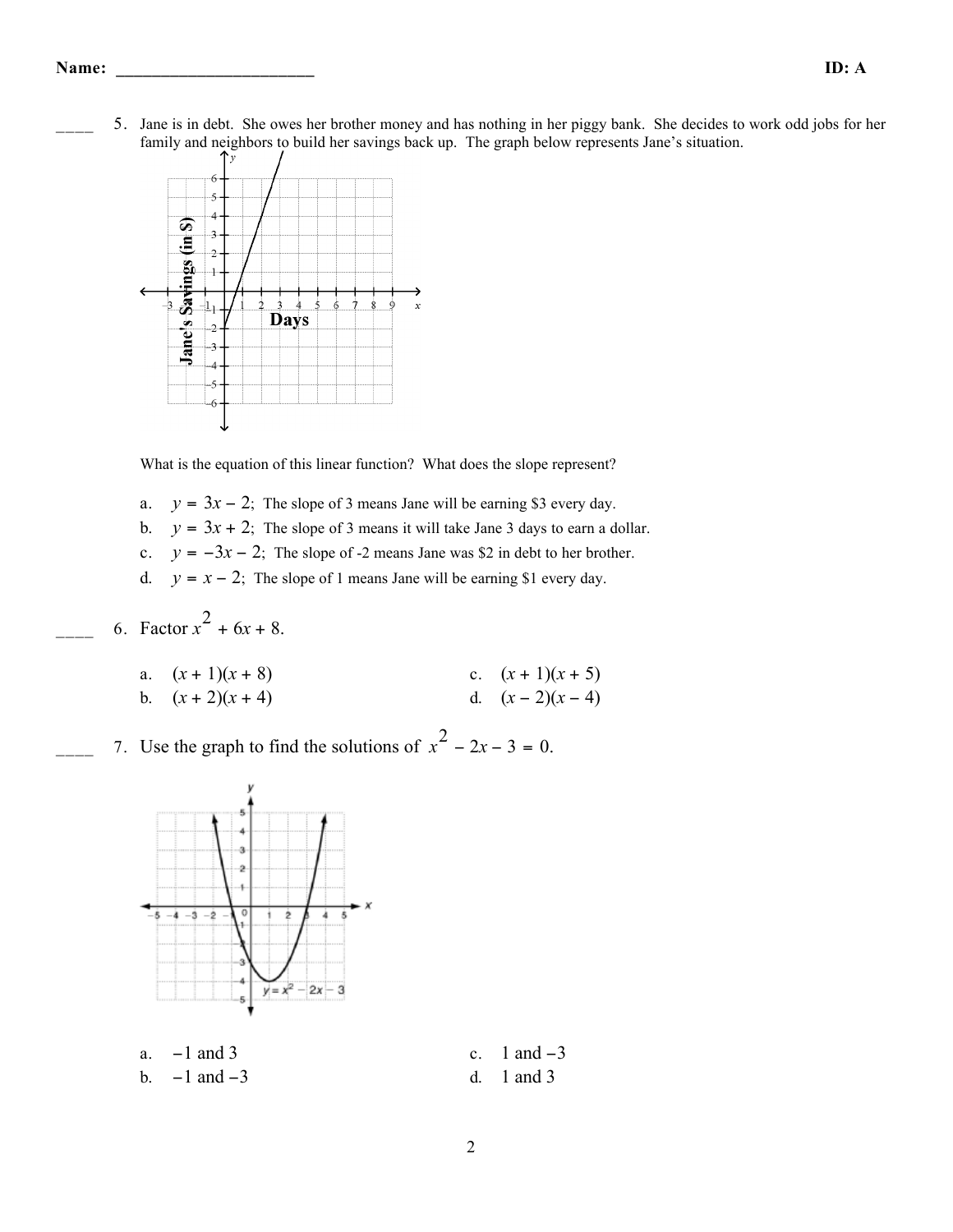____ 5. Jane is in debt. She owes her brother money and has nothing in her piggy bank. She decides to work odd jobs for her family and neighbors to build her savings back up. The graph below represents Jane's situation.

What is the equation of this linear function? What does the slope represent?

a. $y = 3x - 2$; The slope of 3 means Jane will be earning \$3 every day.
b. $y = 3x + 2$; The slope of 3 means it will take Jane 3 days to earn a dollar.
c. $y = -3x - 2$; The slope of -2 means Jane was \$2 in debt to her brother.
d. $y = x - 2$; The slope of 1 means Jane will be earning \$1 every day.

____ 6. Factor $x^2 + 6x + 8$.

a. $(x + 1)(x + 8)$
b. $(x + 2)(x + 4)$
c. $(x + 1)(x + 5)$
d. $(x - 2)(x - 4)$

____ 7. Use the graph to find the solutions of $x^2 - 2x - 3 = 0$.

a. $-1$ and $3$
b. $-1$ and $-3$
c. $1$ and $-3$
d. $1$ and $3$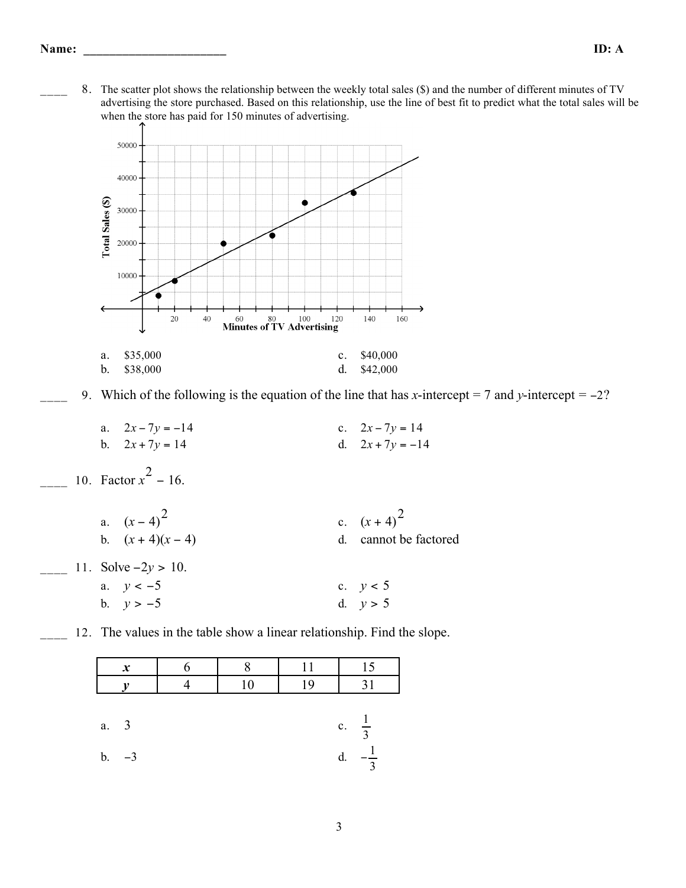____ 8. The scatter plot shows the relationship between the weekly total sales ($) and the number of different minutes of TV advertising the store purchased. Based on this relationship, use the line of best fit to predict what the total sales will be when the store has paid for 150 minutes of advertising.

| a. | $35,000 | c. | $40,000 |
|---|---|---|---|
| b. | $38,000 | d. | $42,000 |

____ 9. Which of the following is the equation of the line that has $x$-intercept = 7 and $y$-intercept = $-2$?

| a. | $2x - 7y = -14$ | c. | $2x - 7y = 14$ |
|---|---|---|---|
| b. | $2x + 7y = 14$ | d. | $2x + 7y = -14$ |

____ 10. Factor $x^2 - 16$.

| a. | $(x-4)^2$ | c. | $(x+4)^2$ |
|---|---|---|---|
| b. | $(x+4)(x-4)$ | d. | cannot be factored |

____ 11. Solve $-2y > 10$.

| a. | $y < -5$ | c. | $y < 5$ |
|---|---|---|---|
| b. | $y > -5$ | d. | $y > 5$ |

____ 12. The values in the table show a linear relationship. Find the slope.

| $x$ | 6 | 8 | 11 | 15 |
|---|---|---|---|---|
| $y$ | 4 | 10 | 19 | 31 |

| a. | 3 | c. | $\frac{1}{3}$ |
|---|---|---|---|
| b. | $-3$ | d. | $-\frac{1}{3}$ |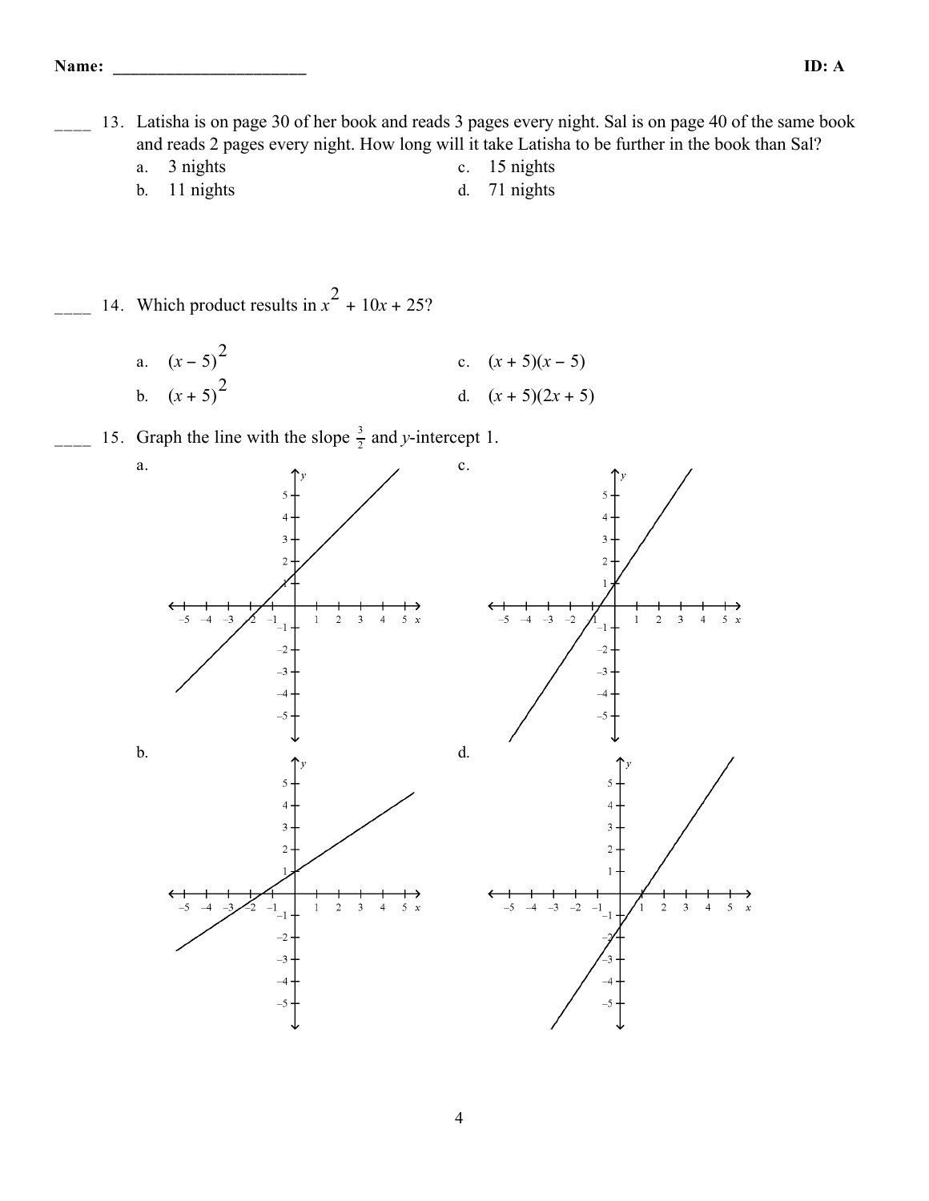____ 13. Latisha is on page 30 of her book and reads 3 pages every night. Sal is on page 40 of the same book and reads 2 pages every night. How long will it take Latisha to be further in the book than Sal?

a. 3 nights
b. 11 nights
c. 15 nights
d. 71 nights

____ 14. Which product results in $x^2 + 10x + 25$?

a. $(x - 5)^2$
b. $(x + 5)^2$
c. $(x + 5)(x - 5)$
d. $(x + 5)(2x + 5)$

____ 15. Graph the line with the slope $\frac{3}{2}$ and $y$-intercept 1.

a.
b.
c.
d.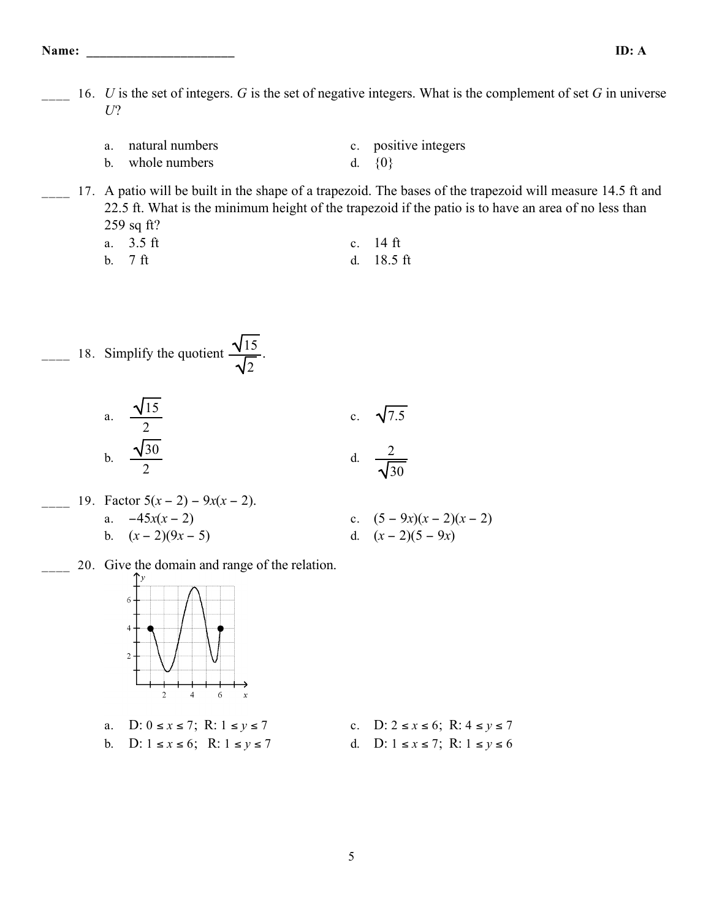Name: ______________________ ID: A

____ 16. $U$ is the set of integers. $G$ is the set of negative integers. What is the complement of set $G$ in universe $U$?

a. natural numbers
b. whole numbers
c. positive integers
d. $\{0\}$

____ 17. A patio will be built in the shape of a trapezoid. The bases of the trapezoid will measure 14.5 ft and 22.5 ft. What is the minimum height of the trapezoid if the patio is to have an area of no less than 259 sq ft?

a. 3.5 ft
b. 7 ft
c. 14 ft
d. 18.5 ft

____ 18. Simplify the quotient $\dfrac{\sqrt{15}}{\sqrt{2}}$.

a. $\dfrac{\sqrt{15}}{2}$
b. $\dfrac{\sqrt{30}}{2}$
c. $\sqrt{7.5}$
d. $\dfrac{2}{\sqrt{30}}$

____ 19. Factor $5(x - 2) - 9x(x - 2)$.

a. $-45x(x - 2)$
b. $(x - 2)(9x - 5)$
c. $(5 - 9x)(x - 2)(x - 2)$
d. $(x - 2)(5 - 9x)$

____ 20. Give the domain and range of the relation.

a. D: $0 \le x \le 7$; R: $1 \le y \le 7$
b. D: $1 \le x \le 6$; R: $1 \le y \le 7$
c. D: $2 \le x \le 6$; R: $4 \le y \le 7$
d. D: $1 \le x \le 7$; R: $1 \le y \le 6$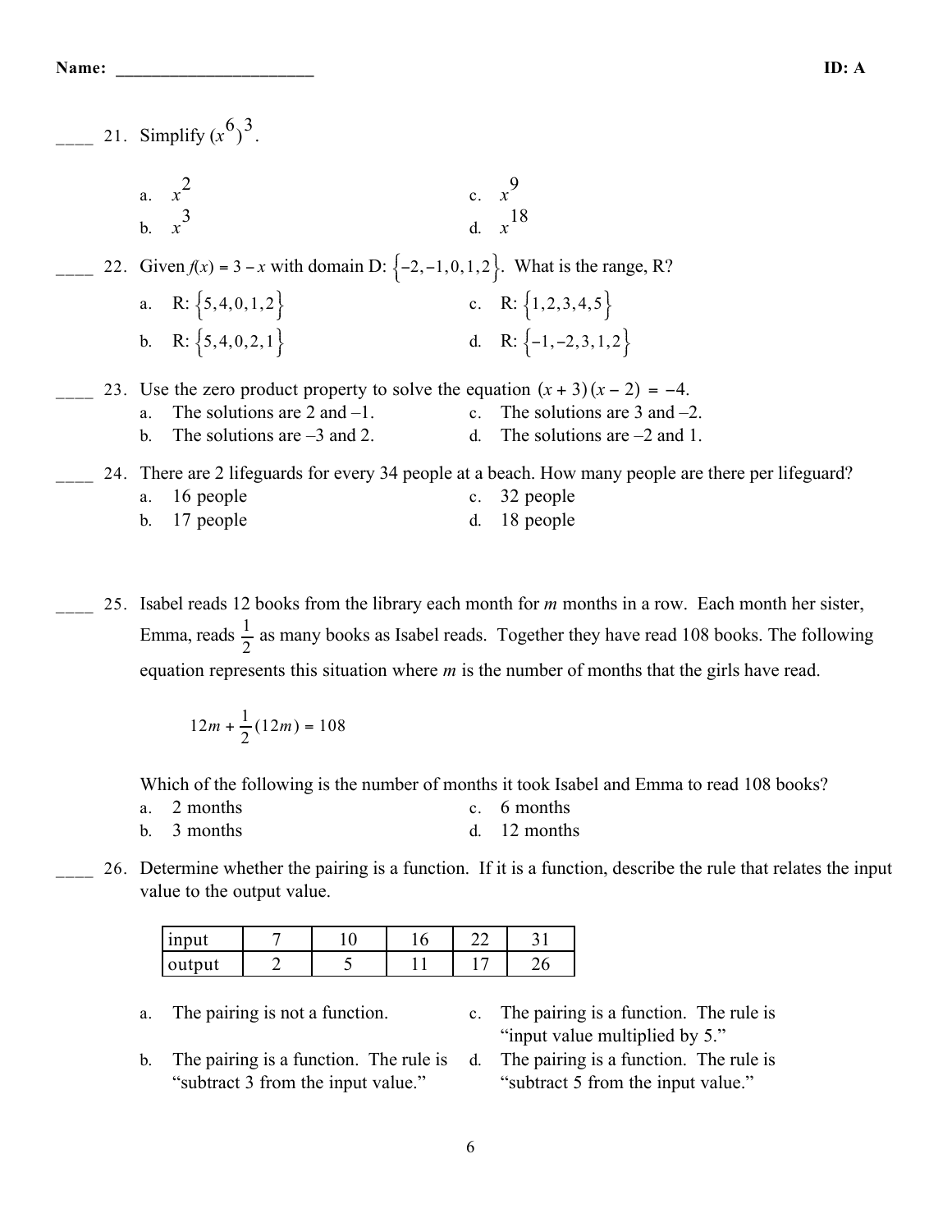Name: ______________________ ID: A

____ 21. Simplify $(x^6)^3$.

a. $x^2$
b. $x^3$
c. $x^9$
d. $x^{18}$

____ 22. Given $f(x) = 3 - x$ with domain D: $\{-2, -1, 0, 1, 2\}$. What is the range, R?

a. R: $\{5, 4, 0, 1, 2\}$
b. R: $\{5, 4, 0, 2, 1\}$
c. R: $\{1, 2, 3, 4, 5\}$
d. R: $\{-1, -2, 3, 1, 2\}$

____ 23. Use the zero product property to solve the equation $(x + 3)(x - 2) = -4$.

a. The solutions are 2 and –1.
b. The solutions are –3 and 2.
c. The solutions are 3 and –2.
d. The solutions are –2 and 1.

____ 24. There are 2 lifeguards for every 34 people at a beach. How many people are there per lifeguard?

a. 16 people
b. 17 people
c. 32 people
d. 18 people

____ 25. Isabel reads 12 books from the library each month for *m* months in a row. Each month her sister, Emma, reads $\frac{1}{2}$ as many books as Isabel reads. Together they have read 108 books. The following equation represents this situation where *m* is the number of months that the girls have read.

$$12m + \frac{1}{2}(12m) = 108$$

Which of the following is the number of months it took Isabel and Emma to read 108 books?

a. 2 months
b. 3 months
c. 6 months
d. 12 months

____ 26. Determine whether the pairing is a function. If it is a function, describe the rule that relates the input value to the output value.

| input | 7 | 10 | 16 | 22 | 31 |
|---|---|---|---|---|---|
| output | 2 | 5 | 11 | 17 | 26 |

a. The pairing is not a function.
b. The pairing is a function. The rule is "subtract 3 from the input value."
c. The pairing is a function. The rule is "input value multiplied by 5."
d. The pairing is a function. The rule is "subtract 5 from the input value."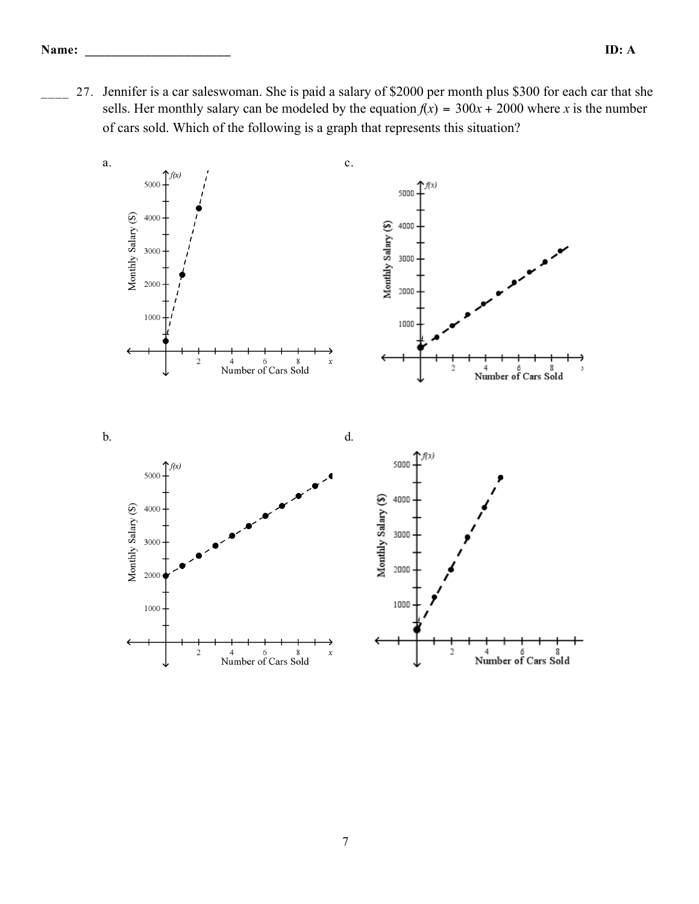____ 27. Jennifer is a car saleswoman. She is paid a salary of \$2000 per month plus \$300 for each car that she sells. Her monthly salary can be modeled by the equation $f(x) = 300x + 2000$ where $x$ is the number of cars sold. Which of the following is a graph that represents this situation?

a.

c.

b.

d.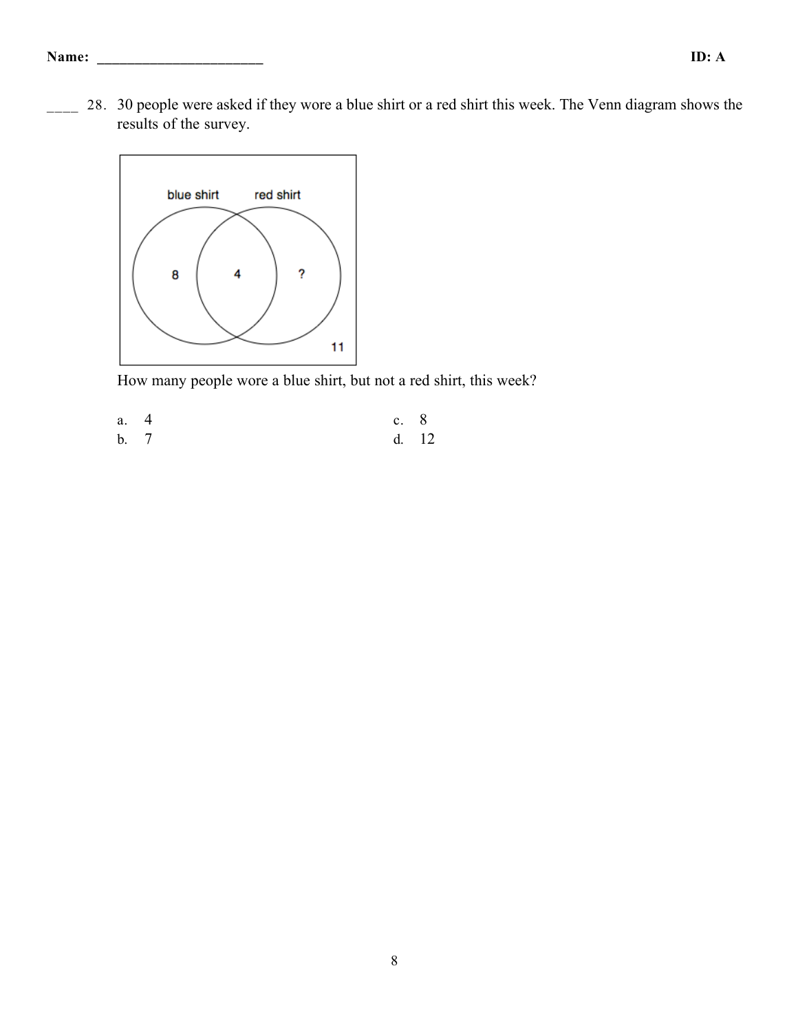Name: ______________________ ID: A

____ 28. 30 people were asked if they wore a blue shirt or a red shirt this week. The Venn diagram shows the results of the survey.

How many people wore a blue shirt, but not a red shirt, this week?

a. 4
b. 7
c. 8
d. 12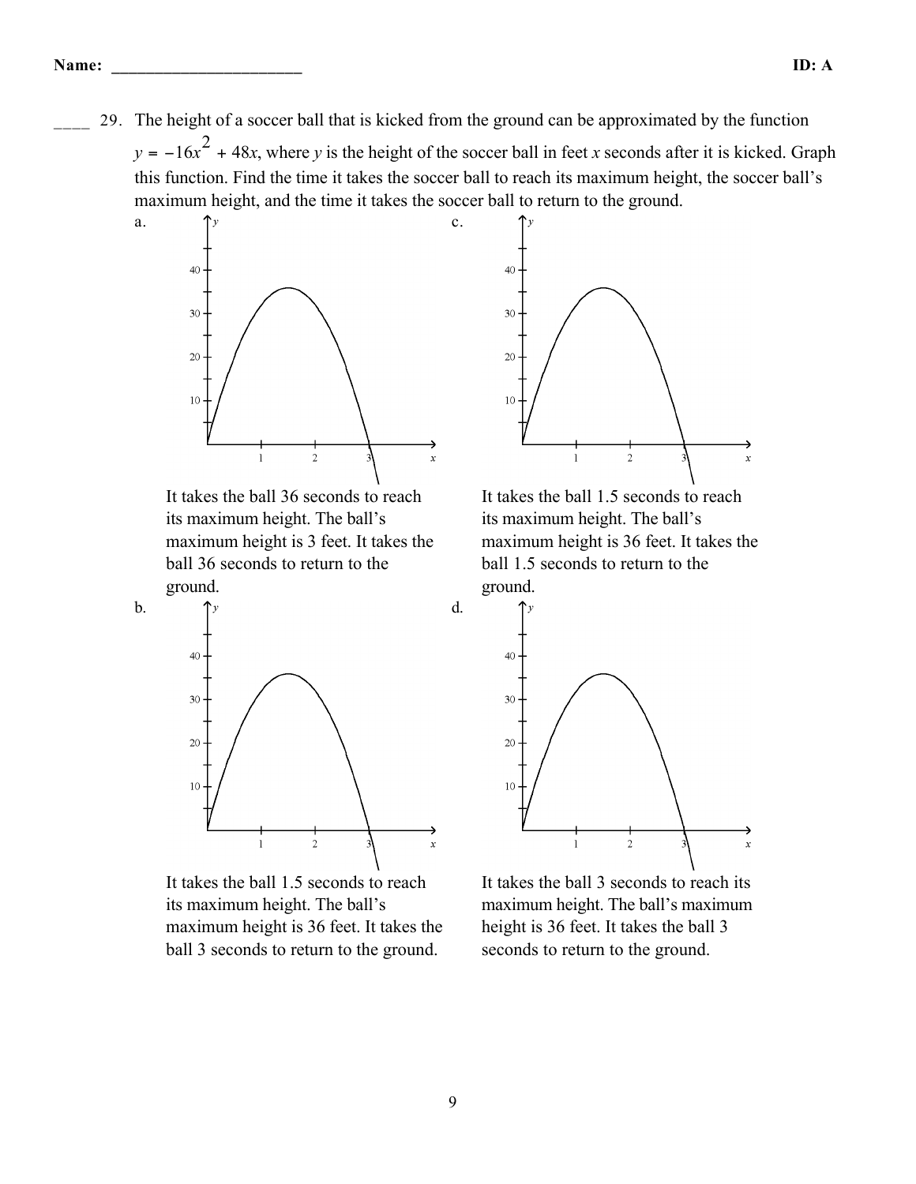____ 29. The height of a soccer ball that is kicked from the ground can be approximated by the function $y = -16x^2 + 48x$, where $y$ is the height of the soccer ball in feet $x$ seconds after it is kicked. Graph this function. Find the time it takes the soccer ball to reach its maximum height, the soccer ball's maximum height, and the time it takes the soccer ball to return to the ground.

a. It takes the ball 36 seconds to reach its maximum height. The ball's maximum height is 3 feet. It takes the ball 36 seconds to return to the ground.

c. It takes the ball 1.5 seconds to reach its maximum height. The ball's maximum height is 36 feet. It takes the ball 1.5 seconds to return to the ground.

b. It takes the ball 1.5 seconds to reach its maximum height. The ball's maximum height is 36 feet. It takes the ball 3 seconds to return to the ground.

d. It takes the ball 3 seconds to reach its maximum height. The ball's maximum height is 36 feet. It takes the ball 3 seconds to return to the ground.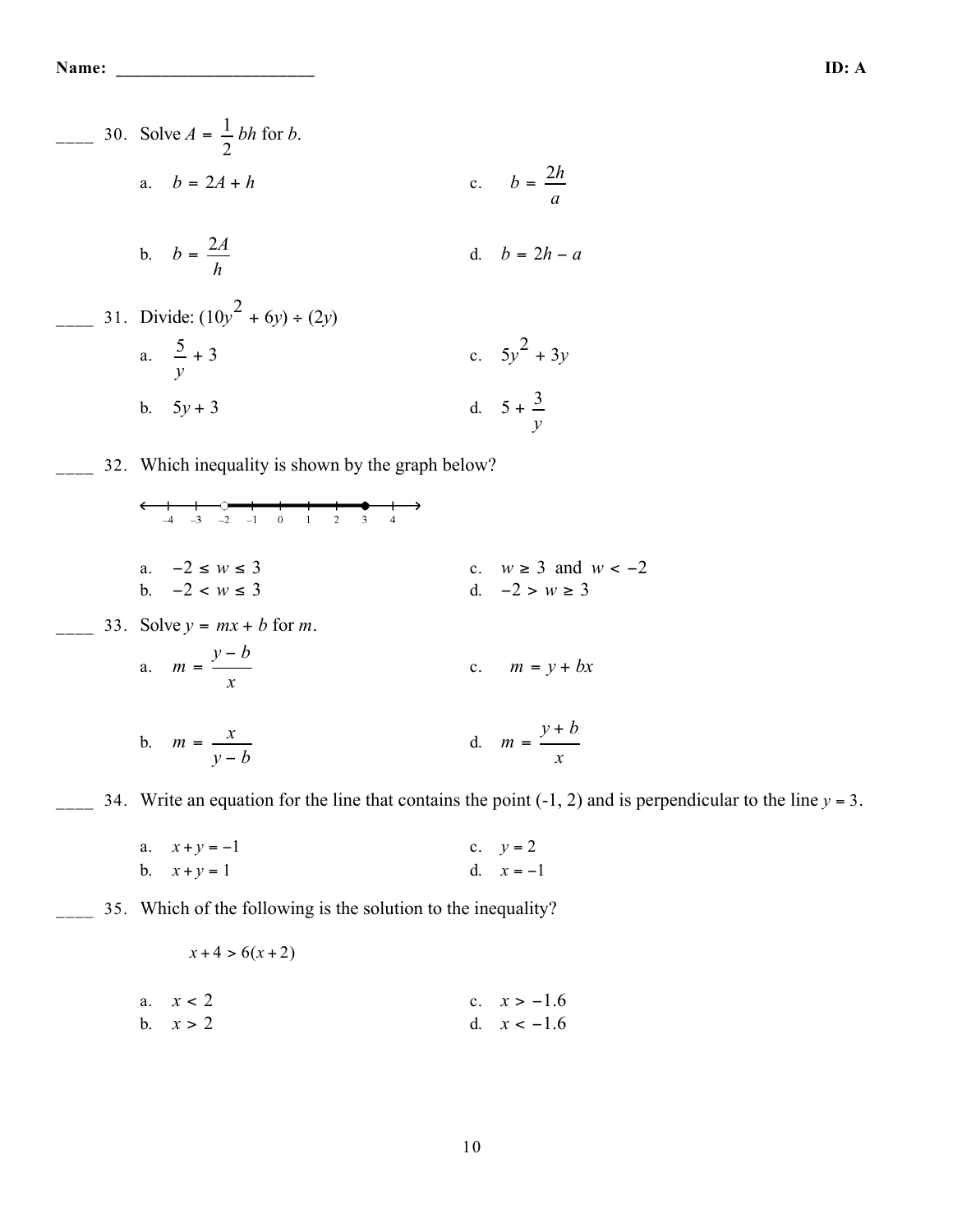Name: ______________________ ID: A

____ 30. Solve $A = \frac{1}{2}bh$ for $b$.

a. $b = 2A + h$

b. $b = \frac{2A}{h}$

c. $b = \frac{2h}{a}$

d. $b = 2h - a$

____ 31. Divide: $(10y^2 + 6y) \div (2y)$

a. $\frac{5}{y} + 3$

b. $5y + 3$

c. $5y^2 + 3y$

d. $5 + \frac{3}{y}$

____ 32. Which inequality is shown by the graph below?

(Number line from −4 to 4: open circle at −2, closed circle at 3, segment shaded between them.)

a. $-2 \le w \le 3$

b. $-2 < w \le 3$

c. $w \ge 3$ and $w < -2$

d. $-2 > w \ge 3$

____ 33. Solve $y = mx + b$ for $m$.

a. $m = \frac{y - b}{x}$

b. $m = \frac{x}{y - b}$

c. $m = y + bx$

d. $m = \frac{y + b}{x}$

____ 34. Write an equation for the line that contains the point (-1, 2) and is perpendicular to the line $y = 3$.

a. $x + y = -1$

b. $x + y = 1$

c. $y = 2$

d. $x = -1$

____ 35. Which of the following is the solution to the inequality?

$$x + 4 > 6(x + 2)$$

a. $x < 2$

b. $x > 2$

c. $x > -1.6$

d. $x < -1.6$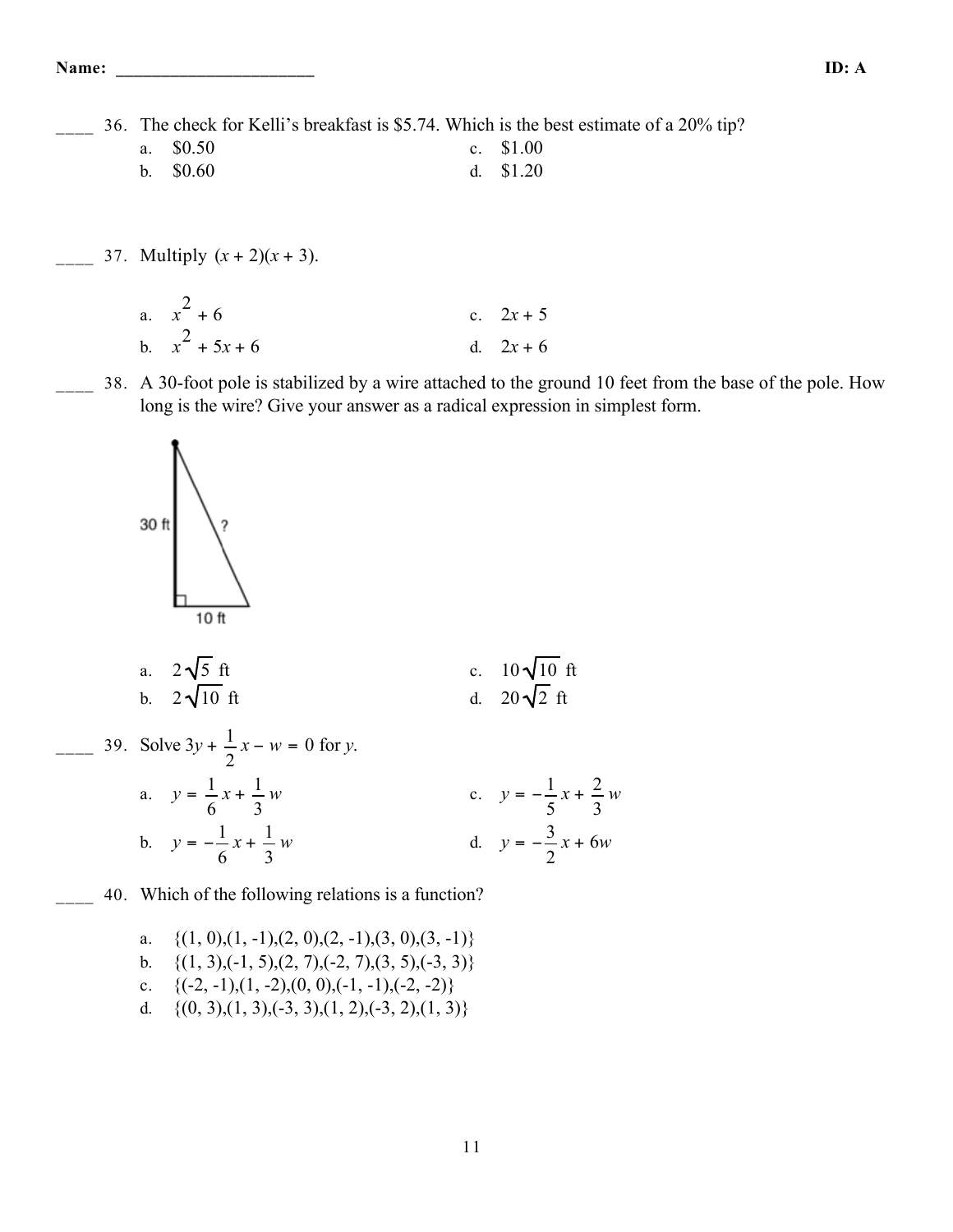____ 36. The check for Kelli's breakfast is \$5.74. Which is the best estimate of a 20% tip?

a. \$0.50
b. \$0.60
c. \$1.00
d. \$1.20

____ 37. Multiply $(x + 2)(x + 3)$.

a. $x^2 + 6$
b. $x^2 + 5x + 6$
c. $2x + 5$
d. $2x + 6$

____ 38. A 30-foot pole is stabilized by a wire attached to the ground 10 feet from the base of the pole. How long is the wire? Give your answer as a radical expression in simplest form.

30 ft
?
10 ft

a. $2\sqrt{5}$ ft
b. $2\sqrt{10}$ ft
c. $10\sqrt{10}$ ft
d. $20\sqrt{2}$ ft

____ 39. Solve $3y + \frac{1}{2}x - w = 0$ for $y$.

a. $y = \frac{1}{6}x + \frac{1}{3}w$
b. $y = -\frac{1}{6}x + \frac{1}{3}w$
c. $y = -\frac{1}{5}x + \frac{2}{3}w$
d. $y = -\frac{3}{2}x + 6w$

____ 40. Which of the following relations is a function?

a. {(1, 0),(1, -1),(2, 0),(2, -1),(3, 0),(3, -1)}
b. {(1, 3),(-1, 5),(2, 7),(-2, 7),(3, 5),(-3, 3)}
c. {(-2, -1),(1, -2),(0, 0),(-1, -1),(-2, -2)}
d. {(0, 3),(1, 3),(-3, 3),(1, 2),(-3, 2),(1, 3)}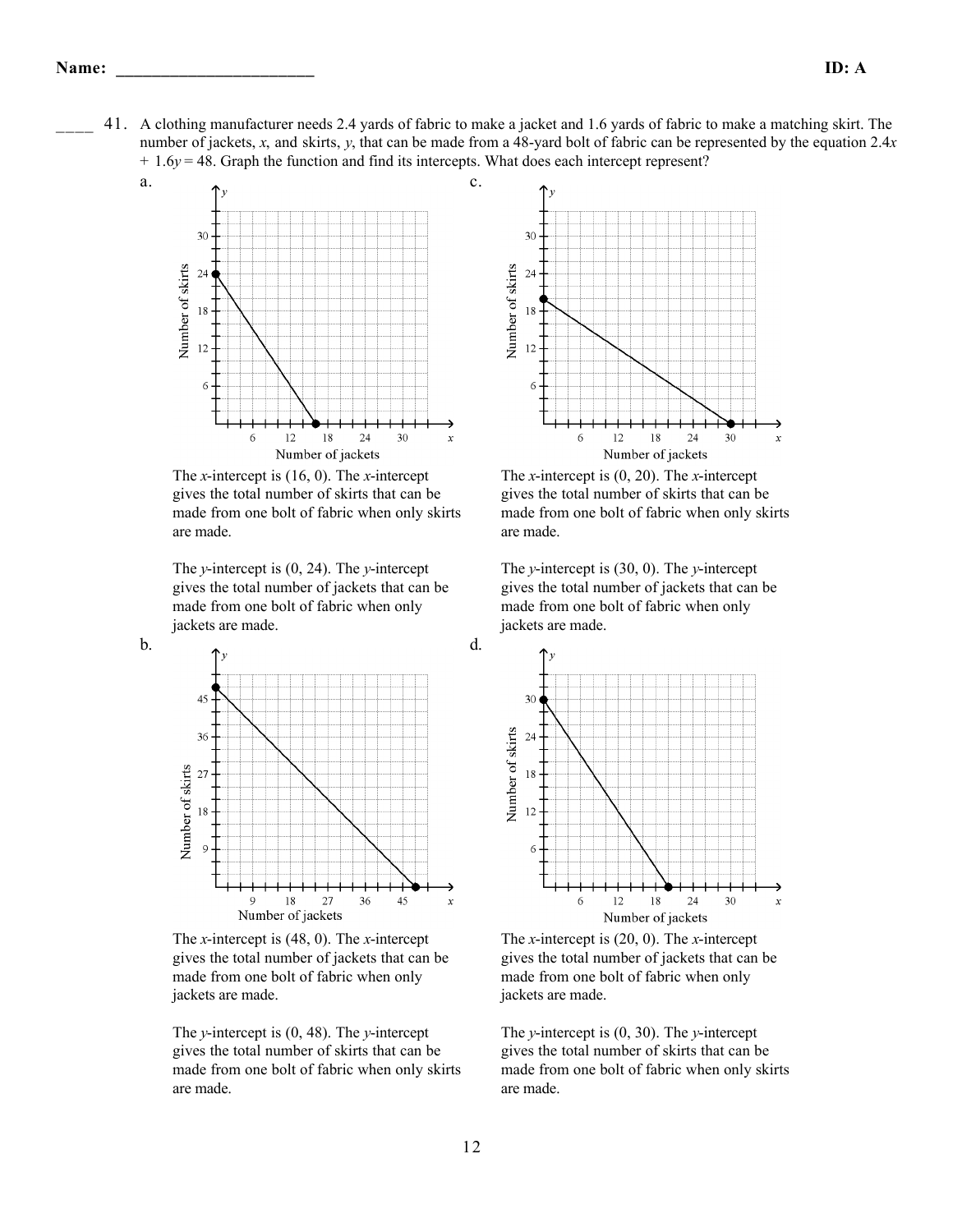Name: ______________________ ID: A

____ 41. A clothing manufacturer needs 2.4 yards of fabric to make a jacket and 1.6 yards of fabric to make a matching skirt. The number of jackets, $x$, and skirts, $y$, that can be made from a 48-yard bolt of fabric can be represented by the equation $2.4x + 1.6y = 48$. Graph the function and find its intercepts. What does each intercept represent?

a.

The $x$-intercept is (16, 0). The $x$-intercept gives the total number of skirts that can be made from one bolt of fabric when only skirts are made.

The $y$-intercept is (0, 24). The $y$-intercept gives the total number of jackets that can be made from one bolt of fabric when only jackets are made.

b.

The $x$-intercept is (48, 0). The $x$-intercept gives the total number of jackets that can be made from one bolt of fabric when only jackets are made.

The $y$-intercept is (0, 48). The $y$-intercept gives the total number of skirts that can be made from one bolt of fabric when only skirts are made.

c.

The $x$-intercept is (0, 20). The $x$-intercept gives the total number of skirts that can be made from one bolt of fabric when only skirts are made.

The $y$-intercept is (30, 0). The $y$-intercept gives the total number of jackets that can be made from one bolt of fabric when only jackets are made.

d.

The $x$-intercept is (20, 0). The $x$-intercept gives the total number of jackets that can be made from one bolt of fabric when only jackets are made.

The $y$-intercept is (0, 30). The $y$-intercept gives the total number of skirts that can be made from one bolt of fabric when only skirts are made.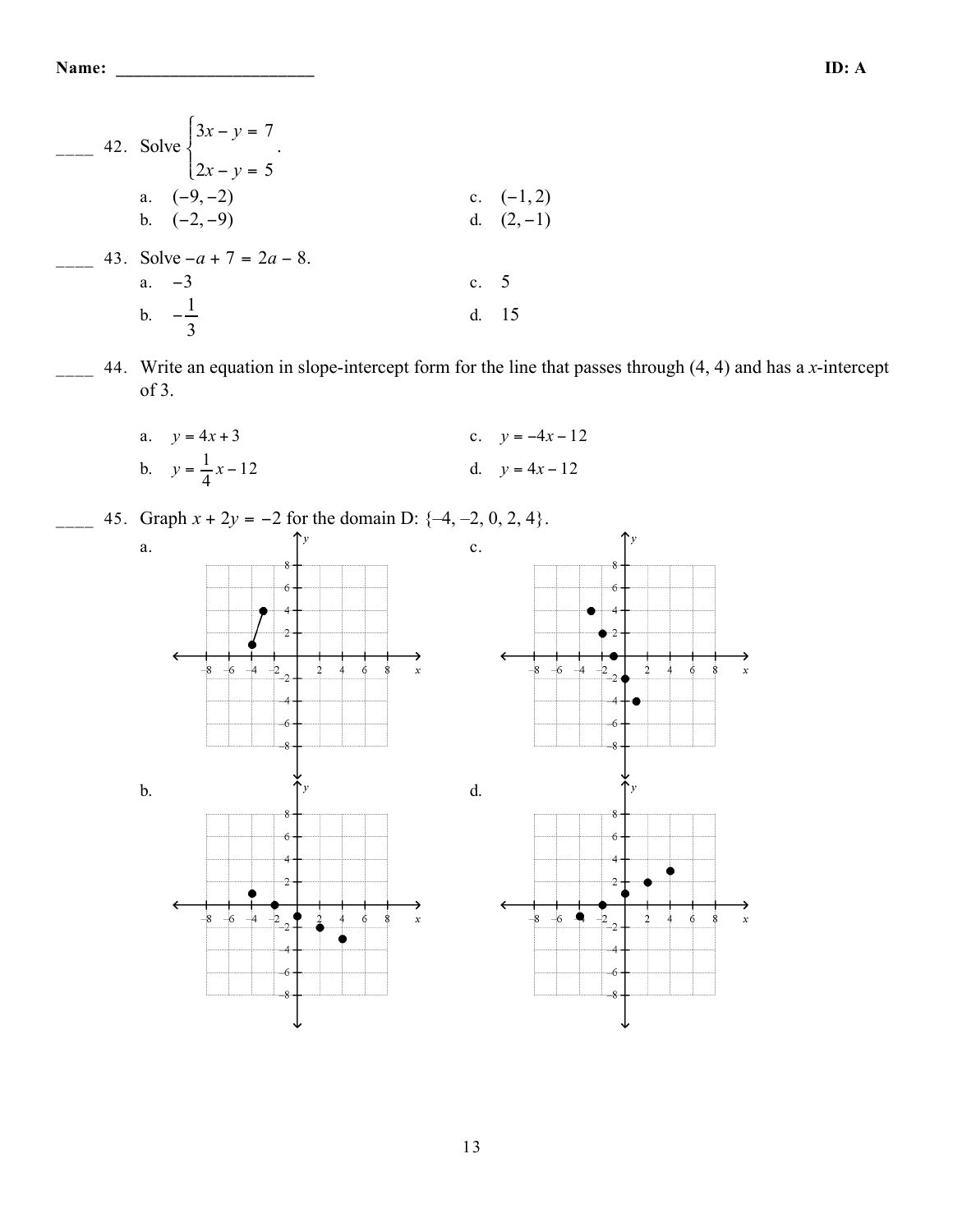**Name:** ______________________ **ID: A**

____ 42. Solve $\begin{cases} 3x - y = 7 \\ 2x - y = 5 \end{cases}$.

a. $(-9, -2)$

b. $(-2, -9)$

c. $(-1, 2)$

d. $(2, -1)$

____ 43. Solve $-a + 7 = 2a - 8$.

a. $-3$

b. $-\dfrac{1}{3}$

c. $5$

d. $15$

____ 44. Write an equation in slope-intercept form for the line that passes through (4, 4) and has a $x$-intercept of 3.

a. $y = 4x + 3$

b. $y = \dfrac{1}{4}x - 12$

c. $y = -4x - 12$

d. $y = 4x - 12$

____ 45. Graph $x + 2y = -2$ for the domain D: {–4, –2, 0, 2, 4}.

a.

b.

c.

d.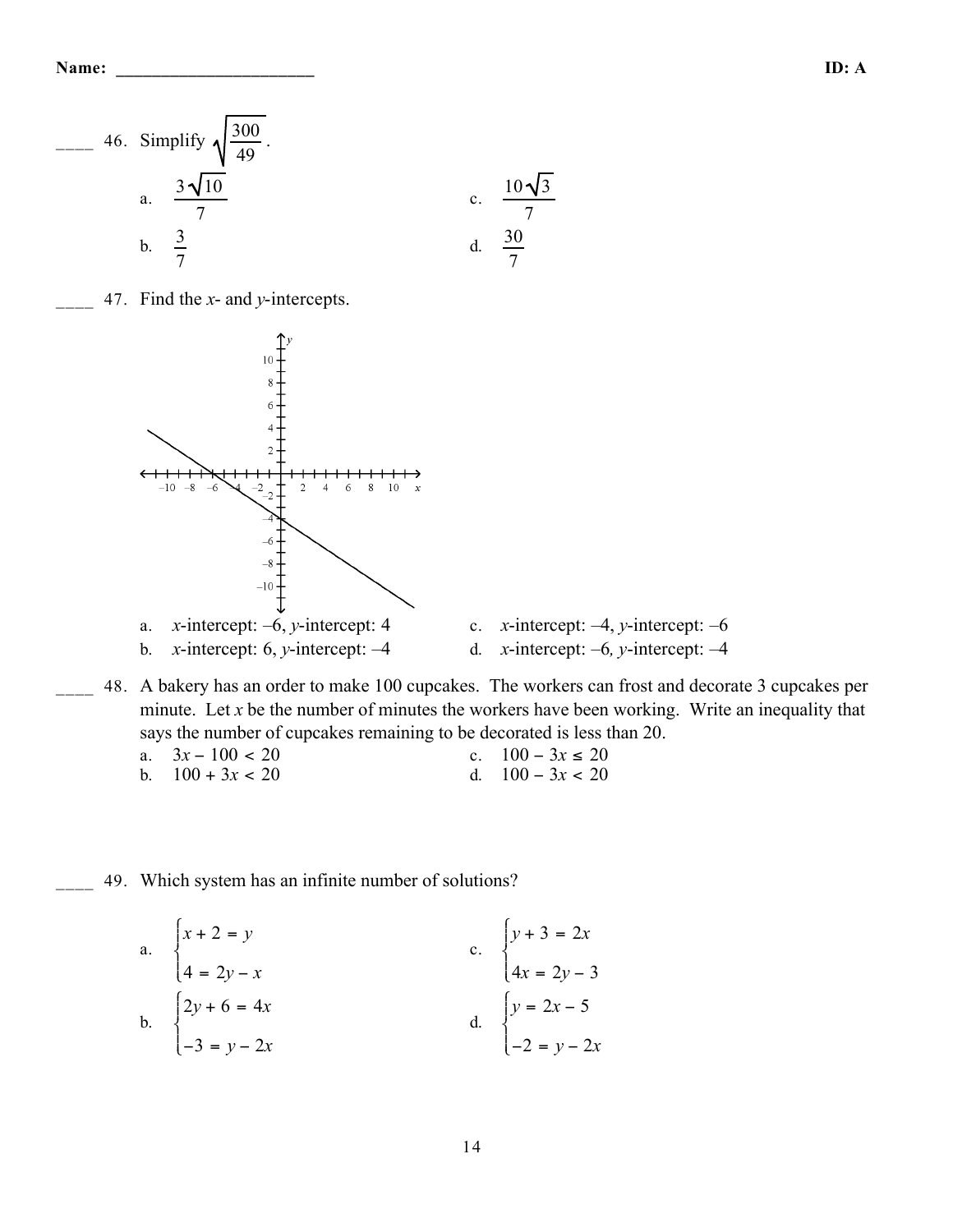Name: ______________________ ID: A

____ 46. Simplify $\sqrt{\dfrac{300}{49}}$.

a. $\dfrac{3\sqrt{10}}{7}$

b. $\dfrac{3}{7}$

c. $\dfrac{10\sqrt{3}}{7}$

d. $\dfrac{30}{7}$

____ 47. Find the $x$- and $y$-intercepts.

a. $x$-intercept: $-6$, $y$-intercept: 4

b. $x$-intercept: 6, $y$-intercept: $-4$

c. $x$-intercept: $-4$, $y$-intercept: $-6$

d. $x$-intercept: $-6$, $y$-intercept: $-4$

____ 48. A bakery has an order to make 100 cupcakes. The workers can frost and decorate 3 cupcakes per minute. Let $x$ be the number of minutes the workers have been working. Write an inequality that says the number of cupcakes remaining to be decorated is less than 20.

a. $3x - 100 < 20$

b. $100 + 3x < 20$

c. $100 - 3x \leq 20$

d. $100 - 3x < 20$

____ 49. Which system has an infinite number of solutions?

a. $\begin{cases} x + 2 = y \\ 4 = 2y - x \end{cases}$

b. $\begin{cases} 2y + 6 = 4x \\ -3 = y - 2x \end{cases}$

c. $\begin{cases} y + 3 = 2x \\ 4x = 2y - 3 \end{cases}$

d. $\begin{cases} y = 2x - 5 \\ -2 = y - 2x \end{cases}$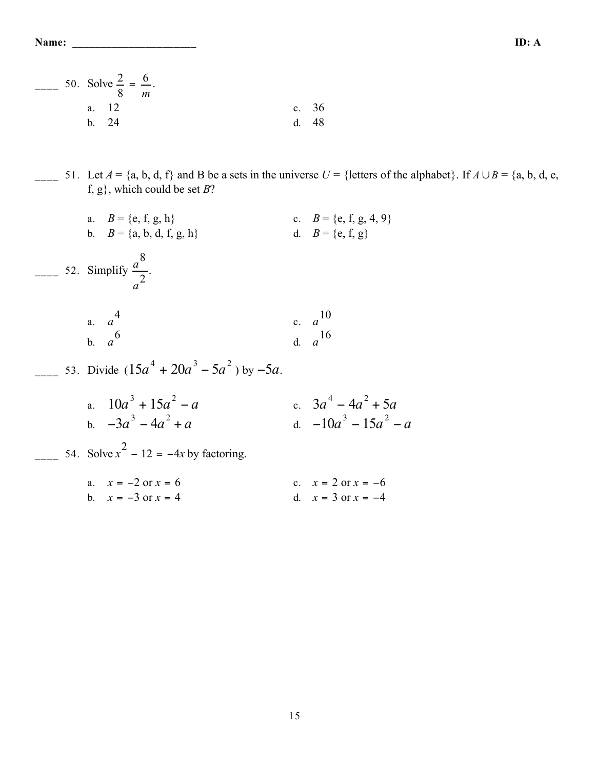Name: ______________________ ID: A

____ 50. Solve $\frac{2}{8} = \frac{6}{m}$.

a. 12
b. 24
c. 36
d. 48

____ 51. Let $A$ = {a, b, d, f} and B be a sets in the universe $U$ = {letters of the alphabet}. If $A \cup B$ = {a, b, d, e, f, g}, which could be set $B$?

a. $B$ = {e, f, g, h}
b. $B$ = {a, b, d, f, g, h}
c. $B$ = {e, f, g, 4, 9}
d. $B$ = {e, f, g}

____ 52. Simplify $\frac{a^8}{a^2}$.

a. $a^4$
b. $a^6$
c. $a^{10}$
d. $a^{16}$

____ 53. Divide $(15a^4 + 20a^3 - 5a^2)$ by $-5a$.

a. $10a^3 + 15a^2 - a$
b. $-3a^3 - 4a^2 + a$
c. $3a^4 - 4a^2 + 5a$
d. $-10a^3 - 15a^2 - a$

____ 54. Solve $x^2 - 12 = -4x$ by factoring.

a. $x = -2$ or $x = 6$
b. $x = -3$ or $x = 4$
c. $x = 2$ or $x = -6$
d. $x = 3$ or $x = -4$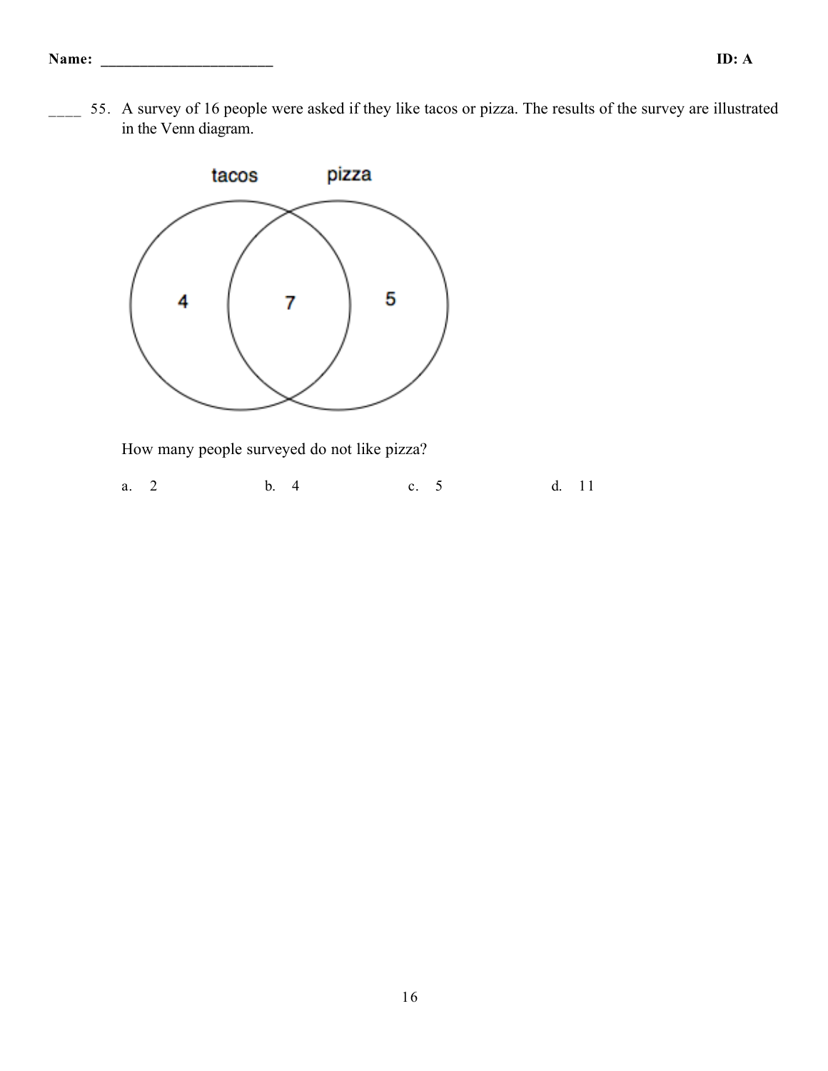Name: ______________________ ID: A

____ 55. A survey of 16 people were asked if they like tacos or pizza. The results of the survey are illustrated in the Venn diagram.

How many people surveyed do not like pizza?

a. 2 b. 4 c. 5 d. 11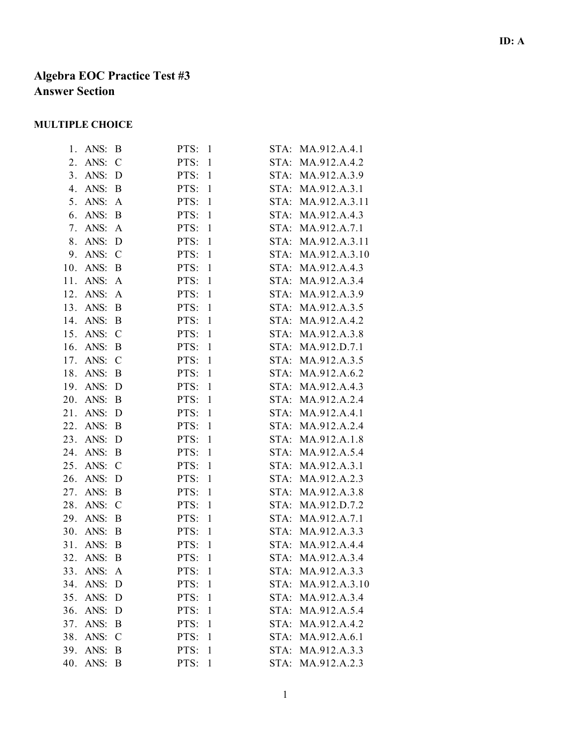ID: A

# Algebra EOC Practice Test #3
## Answer Section

### MULTIPLE CHOICE

| | | | |
|---|---|---|---|
| 1. | ANS: B | PTS: 1 | STA: MA.912.A.4.1 |
| 2. | ANS: C | PTS: 1 | STA: MA.912.A.4.2 |
| 3. | ANS: D | PTS: 1 | STA: MA.912.A.3.9 |
| 4. | ANS: B | PTS: 1 | STA: MA.912.A.3.1 |
| 5. | ANS: A | PTS: 1 | STA: MA.912.A.3.11 |
| 6. | ANS: B | PTS: 1 | STA: MA.912.A.4.3 |
| 7. | ANS: A | PTS: 1 | STA: MA.912.A.7.1 |
| 8. | ANS: D | PTS: 1 | STA: MA.912.A.3.11 |
| 9. | ANS: C | PTS: 1 | STA: MA.912.A.3.10 |
| 10. | ANS: B | PTS: 1 | STA: MA.912.A.4.3 |
| 11. | ANS: A | PTS: 1 | STA: MA.912.A.3.4 |
| 12. | ANS: A | PTS: 1 | STA: MA.912.A.3.9 |
| 13. | ANS: B | PTS: 1 | STA: MA.912.A.3.5 |
| 14. | ANS: B | PTS: 1 | STA: MA.912.A.4.2 |
| 15. | ANS: C | PTS: 1 | STA: MA.912.A.3.8 |
| 16. | ANS: B | PTS: 1 | STA: MA.912.D.7.1 |
| 17. | ANS: C | PTS: 1 | STA: MA.912.A.3.5 |
| 18. | ANS: B | PTS: 1 | STA: MA.912.A.6.2 |
| 19. | ANS: D | PTS: 1 | STA: MA.912.A.4.3 |
| 20. | ANS: B | PTS: 1 | STA: MA.912.A.2.4 |
| 21. | ANS: D | PTS: 1 | STA: MA.912.A.4.1 |
| 22. | ANS: B | PTS: 1 | STA: MA.912.A.2.4 |
| 23. | ANS: D | PTS: 1 | STA: MA.912.A.1.8 |
| 24. | ANS: B | PTS: 1 | STA: MA.912.A.5.4 |
| 25. | ANS: C | PTS: 1 | STA: MA.912.A.3.1 |
| 26. | ANS: D | PTS: 1 | STA: MA.912.A.2.3 |
| 27. | ANS: B | PTS: 1 | STA: MA.912.A.3.8 |
| 28. | ANS: C | PTS: 1 | STA: MA.912.D.7.2 |
| 29. | ANS: B | PTS: 1 | STA: MA.912.A.7.1 |
| 30. | ANS: B | PTS: 1 | STA: MA.912.A.3.3 |
| 31. | ANS: B | PTS: 1 | STA: MA.912.A.4.4 |
| 32. | ANS: B | PTS: 1 | STA: MA.912.A.3.4 |
| 33. | ANS: A | PTS: 1 | STA: MA.912.A.3.3 |
| 34. | ANS: D | PTS: 1 | STA: MA.912.A.3.10 |
| 35. | ANS: D | PTS: 1 | STA: MA.912.A.3.4 |
| 36. | ANS: D | PTS: 1 | STA: MA.912.A.5.4 |
| 37. | ANS: B | PTS: 1 | STA: MA.912.A.4.2 |
| 38. | ANS: C | PTS: 1 | STA: MA.912.A.6.1 |
| 39. | ANS: B | PTS: 1 | STA: MA.912.A.3.3 |
| 40. | ANS: B | PTS: 1 | STA: MA.912.A.2.3 |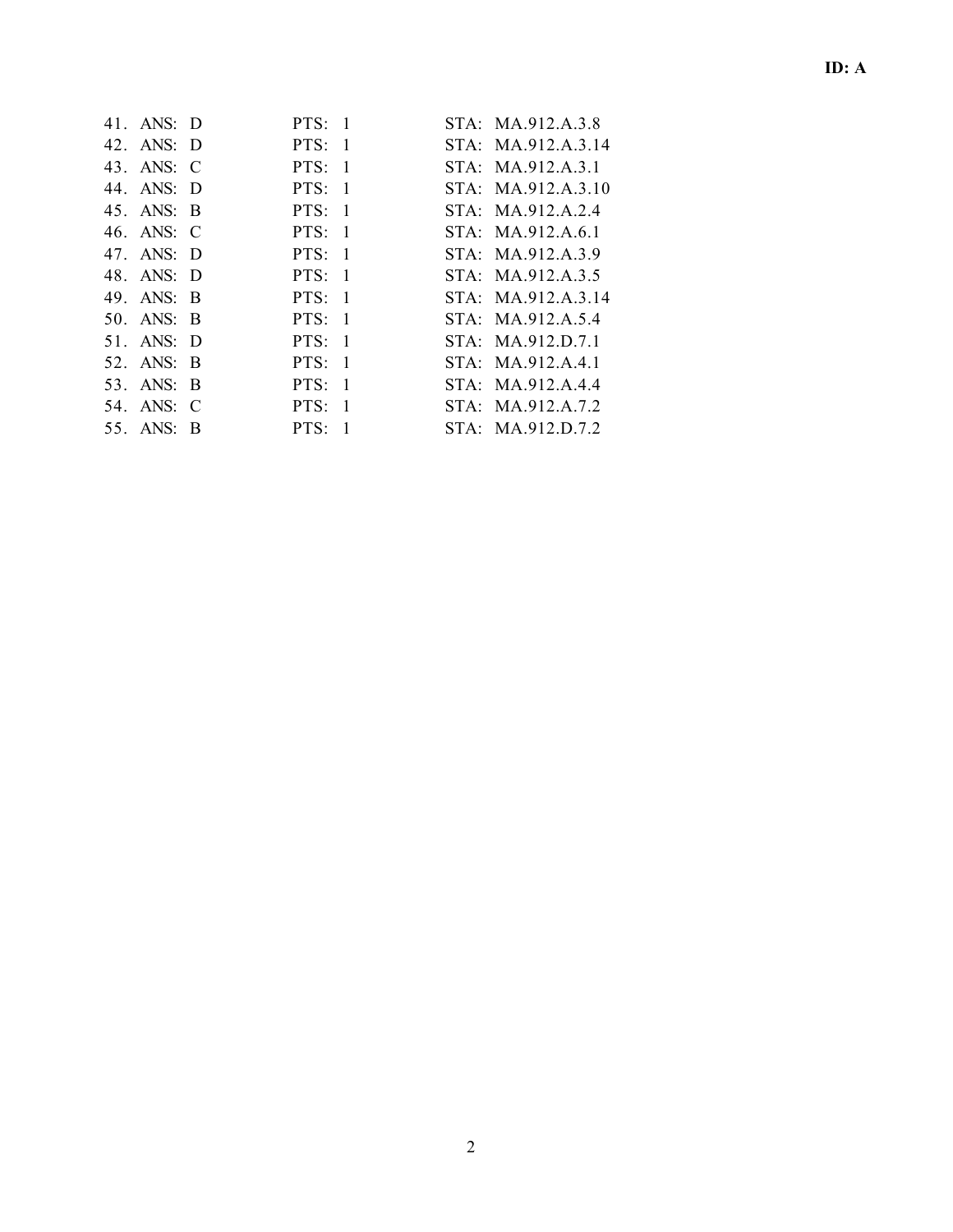**ID: A**

41. ANS: D PTS: 1 STA: MA.912.A.3.8
42. ANS: D PTS: 1 STA: MA.912.A.3.14
43. ANS: C PTS: 1 STA: MA.912.A.3.1
44. ANS: D PTS: 1 STA: MA.912.A.3.10
45. ANS: B PTS: 1 STA: MA.912.A.2.4
46. ANS: C PTS: 1 STA: MA.912.A.6.1
47. ANS: D PTS: 1 STA: MA.912.A.3.9
48. ANS: D PTS: 1 STA: MA.912.A.3.5
49. ANS: B PTS: 1 STA: MA.912.A.3.14
50. ANS: B PTS: 1 STA: MA.912.A.5.4
51. ANS: D PTS: 1 STA: MA.912.D.7.1
52. ANS: B PTS: 1 STA: MA.912.A.4.1
53. ANS: B PTS: 1 STA: MA.912.A.4.4
54. ANS: C PTS: 1 STA: MA.912.A.7.2
55. ANS: B PTS: 1 STA: MA.912.D.7.2